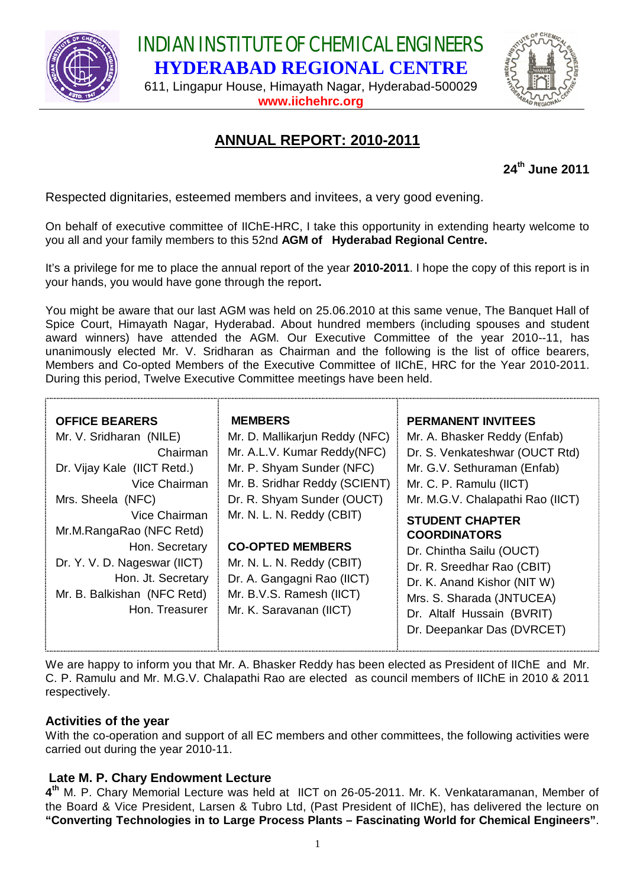# INDIAN INSTITUTE OF CHEMICAL ENGINEERS

## HYDERABAD REGIONAL CENTRE

611, Lingapur House, Himayath Nagar, Hyderabad-500029

**www.iichehrc.org**

## ANNUAL REPORT: 2010-2011

**24th June 2011**

Respected dignitaries, esteemed members and invitees, a very good evening.

On behalf of executive committee of IIChE-HRC, I take this opportunity in extending hearty welcome to you all and your family members to this 52nd **AGM of Hyderabad Regional Centre.**

It's a privilege for me to place the annual report of the year **2010-2011**. I hope the copy of this report is in your hands, you would have gone through the report**.**

You might be aware that our last AGM was held on 25.06.2010 at this same venue, The Banquet Hall of Spice Court, Himayath Nagar, Hyderabad. About hundred members (including spouses and student award winners) have attended the AGM. Our Executive Committee of the year 2010--11, has unanimously elected Mr. V. Sridharan as Chairman and the following is the list of office bearers, Members and Co-opted Members of the Executive Committee of IIChE, HRC for the Year 2010-2011. During this period, Twelve Executive Committee meetings have been held.

| OFFICE BEARERS | MEMBERS | PERMANENT INVITEES |
|---|---|---|
| Mr. V. Sridharan (NILE) Chairman | Mr. D. Mallikarjun Reddy (NFC) | Mr. A. Bhasker Reddy (Enfab) |
| Dr. Vijay Kale (IICT Retd.) Vice Chairman | Mr. A.L.V. Kumar Reddy(NFC) | Dr. S. Venkateshwar (OUCT Rtd) |
| Mrs. Sheela (NFC) Vice Chairman | Mr. P. Shyam Sunder (NFC) | Mr. G.V. Sethuraman (Enfab) |
| Mr.M.RangaRao (NFC Retd) Hon. Secretary | Mr. B. Sridhar Reddy (SCIENT) | Mr. C. P. Ramulu (IICT) |
| Dr. Y. V. D. Nageswar (IICT) Hon. Jt. Secretary | Dr. R. Shyam Sunder (OUCT) | Mr. M.G.V. Chalapathi Rao (IICT) |
| Mr. B. Balkishan (NFC Retd) Hon. Treasurer | Mr. N. L. N. Reddy (CBIT) | **STUDENT CHAPTER COORDINATORS** |
| | **CO-OPTED MEMBERS** | Dr. Chintha Sailu (OUCT) |
| | Mr. N. L. N. Reddy (CBIT) | Dr. R. Sreedhar Rao (CBIT) |
| | Dr. A. Gangagni Rao (IICT) | Dr. K. Anand Kishor (NIT W) |
| | Mr. B.V.S. Ramesh (IICT) | Mrs. S. Sharada (JNTUCEA) |
| | Mr. K. Saravanan (IICT) | Dr. Altalf Hussain (BVRIT) |
| | | Dr. Deepankar Das (DVRCET) |

We are happy to inform you that Mr. A. Bhasker Reddy has been elected as President of IIChE and Mr. C. P. Ramulu and Mr. M.G.V. Chalapathi Rao are elected as council members of IIChE in 2010 & 2011 respectively.

### Activities of the year

With the co-operation and support of all EC members and other committees, the following activities were carried out during the year 2010-11.

### Late M. P. Chary Endowment Lecture

**4th** M. P. Chary Memorial Lecture was held at IICT on 26-05-2011. Mr. K. Venkataramanan, Member of the Board & Vice President, Larsen & Tubro Ltd, (Past President of IIChE), has delivered the lecture on **"Converting Technologies in to Large Process Plants – Fascinating World for Chemical Engineers"**.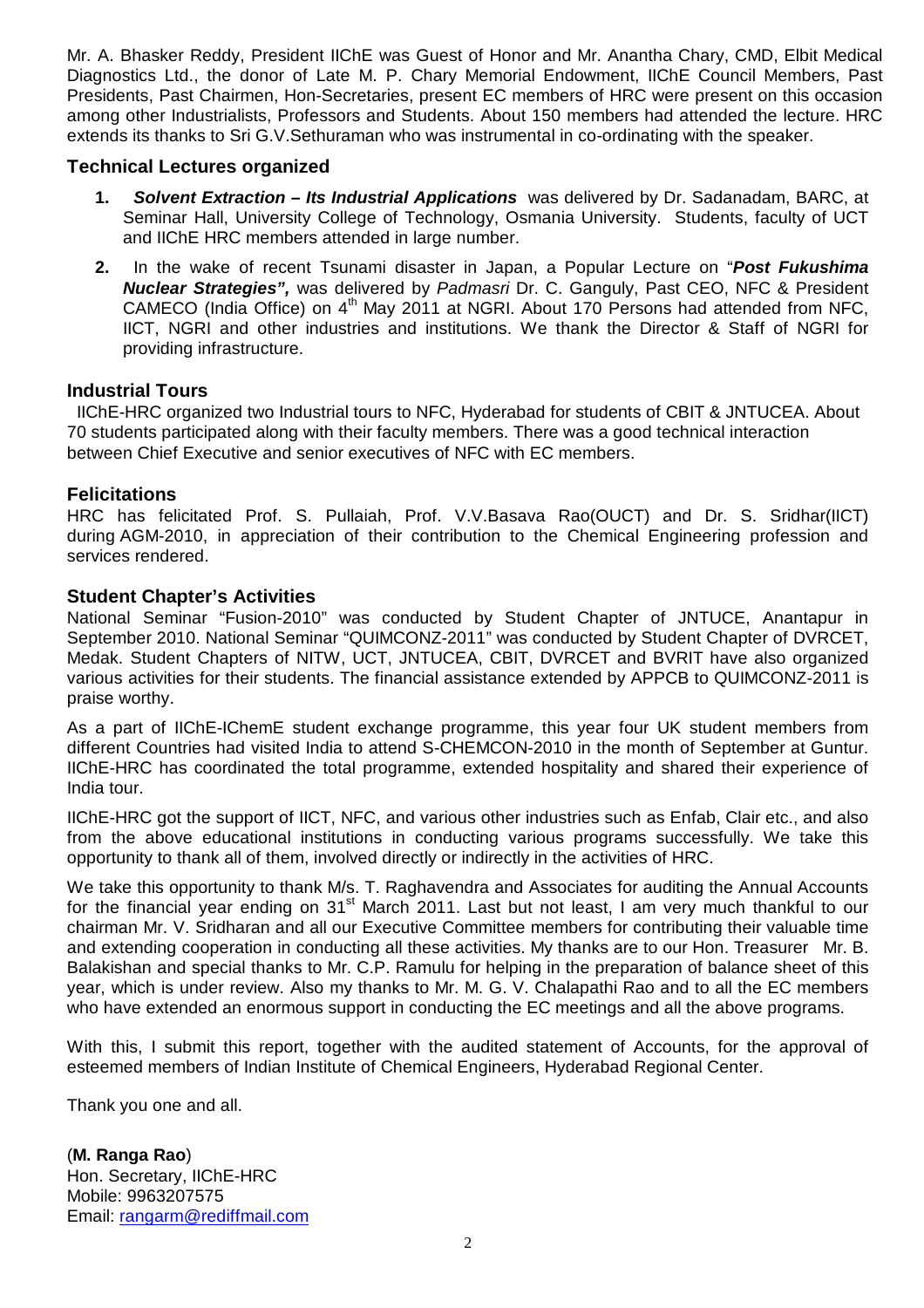Mr. A. Bhasker Reddy, President IIChE was Guest of Honor and Mr. Anantha Chary, CMD, Elbit Medical Diagnostics Ltd., the donor of Late M. P. Chary Memorial Endowment, IIChE Council Members, Past Presidents, Past Chairmen, Hon-Secretaries, present EC members of HRC were present on this occasion among other Industrialists, Professors and Students. About 150 members had attended the lecture. HRC extends its thanks to Sri G.V.Sethuraman who was instrumental in co-ordinating with the speaker.

## Technical Lectures organized

1. ***Solvent Extraction – Its Industrial Applications*** was delivered by Dr. Sadanadam, BARC, at Seminar Hall, University College of Technology, Osmania University. Students, faculty of UCT and IIChE HRC members attended in large number.
2. In the wake of recent Tsunami disaster in Japan, a Popular Lecture on "***Post Fukushima Nuclear Strategies",*** was delivered by *Padmasri* Dr. C. Ganguly, Past CEO, NFC & President CAMECO (India Office) on 4th May 2011 at NGRI. About 170 Persons had attended from NFC, IICT, NGRI and other industries and institutions. We thank the Director & Staff of NGRI for providing infrastructure.

## Industrial Tours

IIChE-HRC organized two Industrial tours to NFC, Hyderabad for students of CBIT & JNTUCEA. About 70 students participated along with their faculty members. There was a good technical interaction between Chief Executive and senior executives of NFC with EC members.

## Felicitations

HRC has felicitated Prof. S. Pullaiah, Prof. V.V.Basava Rao(OUCT) and Dr. S. Sridhar(IICT) during AGM-2010, in appreciation of their contribution to the Chemical Engineering profession and services rendered.

## Student Chapter's Activities

National Seminar "Fusion-2010" was conducted by Student Chapter of JNTUCE, Anantapur in September 2010. National Seminar "QUIMCONZ-2011" was conducted by Student Chapter of DVRCET, Medak. Student Chapters of NITW, UCT, JNTUCEA, CBIT, DVRCET and BVRIT have also organized various activities for their students. The financial assistance extended by APPCB to QUIMCONZ-2011 is praise worthy.

As a part of IIChE-IChemE student exchange programme, this year four UK student members from different Countries had visited India to attend S-CHEMCON-2010 in the month of September at Guntur. IIChE-HRC has coordinated the total programme, extended hospitality and shared their experience of India tour.

IIChE-HRC got the support of IICT, NFC, and various other industries such as Enfab, Clair etc., and also from the above educational institutions in conducting various programs successfully. We take this opportunity to thank all of them, involved directly or indirectly in the activities of HRC.

We take this opportunity to thank M/s. T. Raghavendra and Associates for auditing the Annual Accounts for the financial year ending on 31st March 2011. Last but not least, I am very much thankful to our chairman Mr. V. Sridharan and all our Executive Committee members for contributing their valuable time and extending cooperation in conducting all these activities. My thanks are to our Hon. Treasurer Mr. B. Balakishan and special thanks to Mr. C.P. Ramulu for helping in the preparation of balance sheet of this year, which is under review. Also my thanks to Mr. M. G. V. Chalapathi Rao and to all the EC members who have extended an enormous support in conducting the EC meetings and all the above programs.

With this, I submit this report, together with the audited statement of Accounts, for the approval of esteemed members of Indian Institute of Chemical Engineers, Hyderabad Regional Center.

Thank you one and all.

(**M. Ranga Rao**)
Hon. Secretary, IIChE-HRC
Mobile: 9963207575
Email: rangarm@rediffmail.com